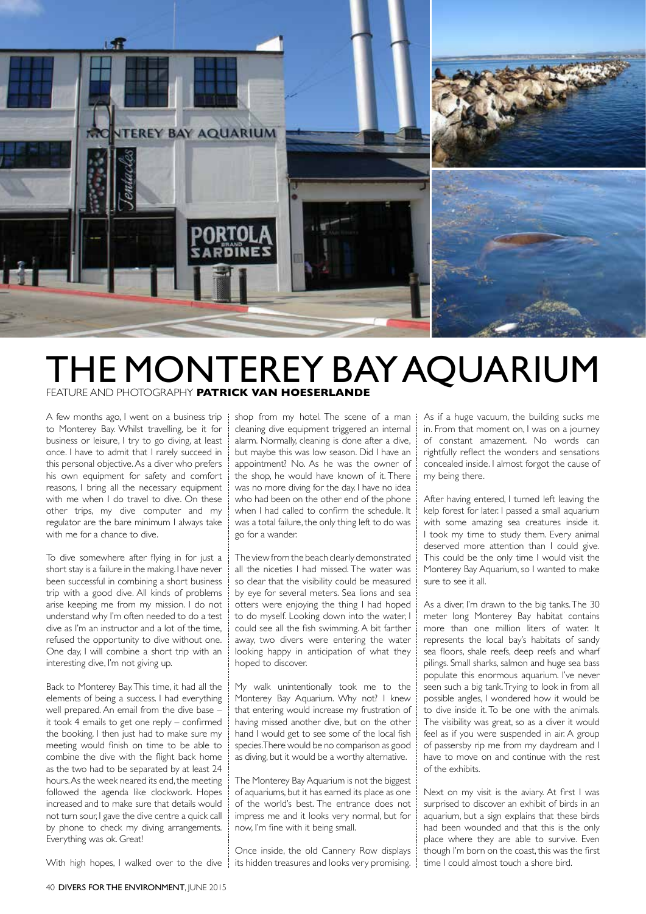# THE MONTEREY BAY AQUARIUM

FEATURE AND PHOTOGRAPHY **PATRICK VAN HOESERLANDE**

A few months ago, I went on a business trip to Monterey Bay. Whilst travelling, be it for business or leisure, I try to go diving, at least once. I have to admit that I rarely succeed in this personal objective. As a diver who prefers his own equipment for safety and comfort reasons, I bring all the necessary equipment with me when I do travel to dive. On these other trips, my dive computer and my regulator are the bare minimum I always take with me for a chance to dive.

To dive somewhere after flying in for just a short stay is a failure in the making. I have never been successful in combining a short business trip with a good dive. All kinds of problems arise keeping me from my mission. I do not understand why I'm often needed to do a test dive as I'm an instructor and a lot of the time, refused the opportunity to dive without one. One day, I will combine a short trip with an interesting dive, I'm not giving up.

Back to Monterey Bay. This time, it had all the elements of being a success. I had everything well prepared. An email from the dive base – it took 4 emails to get one reply – confirmed the booking. I then just had to make sure my meeting would finish on time to be able to combine the dive with the flight back home as the two had to be separated by at least 24 hours. As the week neared its end, the meeting followed the agenda like clockwork. Hopes increased and to make sure that details would not turn sour, I gave the dive centre a quick call by phone to check my diving arrangements. Everything was ok. Great!

With high hopes, I walked over to the dive shop from my hotel. The scene of a man cleaning dive equipment triggered an internal alarm. Normally, cleaning is done after a dive, but maybe this was low season. Did I have an appointment? No. As he was the owner of the shop, he would have known of it. There was no more diving for the day. I have no idea who had been on the other end of the phone when I had called to confirm the schedule. It was a total failure, the only thing left to do was go for a wander.

The view from the beach clearly demonstrated all the niceties I had missed. The water was so clear that the visibility could be measured by eye for several meters. Sea lions and sea otters were enjoying the thing I had hoped to do myself. Looking down into the water, I could see all the fish swimming. A bit farther away, two divers were entering the water looking happy in anticipation of what they hoped to discover.

My walk unintentionally took me to the Monterey Bay Aquarium. Why not? I knew that entering would increase my frustration of having missed another dive, but on the other hand I would get to see some of the local fish species. There would be no comparison as good as diving, but it would be a worthy alternative.

The Monterey Bay Aquarium is not the biggest of aquariums, but it has earned its place as one of the world's best. The entrance does not impress me and it looks very normal, but for now, I'm fine with it being small.

Once inside, the old Cannery Row displays its hidden treasures and looks very promising. As if a huge vacuum, the building sucks me in. From that moment on, I was on a journey of constant amazement. No words can rightfully reflect the wonders and sensations concealed inside. I almost forgot the cause of my being there.

After having entered, I turned left leaving the kelp forest for later. I passed a small aquarium with some amazing sea creatures inside it. I took my time to study them. Every animal deserved more attention than I could give. This could be the only time I would visit the Monterey Bay Aquarium, so I wanted to make sure to see it all.

As a diver, I'm drawn to the big tanks. The 30 meter long Monterey Bay habitat contains more than one million liters of water. It represents the local bay's habitats of sandy sea floors, shale reefs, deep reefs and wharf pilings. Small sharks, salmon and huge sea bass populate this enormous aquarium. I've never seen such a big tank. Trying to look in from all possible angles, I wondered how it would be to dive inside it. To be one with the animals. The visibility was great, so as a diver it would feel as if you were suspended in air. A group of passersby rip me from my daydream and I have to move on and continue with the rest of the exhibits.

Next on my visit is the aviary. At first I was surprised to discover an exhibit of birds in an aquarium, but a sign explains that these birds had been wounded and that this is the only place where they are able to survive. Even though I'm born on the coast, this was the first time I could almost touch a shore bird.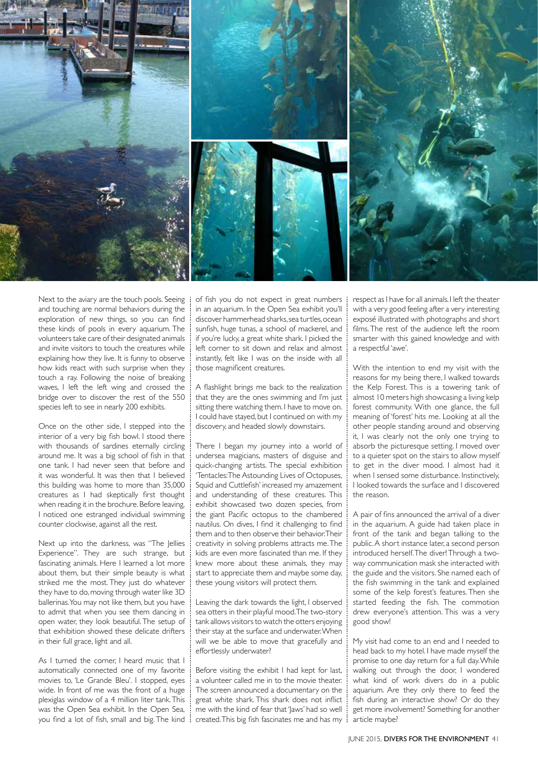Next to the aviary are the touch pools. Seeing and touching are normal behaviors during the exploration of new things, so you can find these kinds of pools in every aquarium. The volunteers take care of their designated animals and invite visitors to touch the creatures while explaining how they live. It is funny to observe how kids react with such surprise when they touch a ray. Following the noise of breaking waves, I left the left wing and crossed the bridge over to discover the rest of the 550 species left to see in nearly 200 exhibits.

Once on the other side, I stepped into the interior of a very big fish bowl. I stood there with thousands of sardines eternally circling around me. It was a big school of fish in that one tank. I had never seen that before and it was wonderful. It was then that I believed this building was home to more than 35,000 creatures as I had skeptically first thought when reading it in the brochure. Before leaving, I noticed one estranged individual swimming counter clockwise, against all the rest.

Next up into the darkness, was "The Jellies Experience". They are such strange, but fascinating animals. Here I learned a lot more about them, but their simple beauty is what striked me the most. They just do whatever they have to do, moving through water like 3D ballerinas. You may not like them, but you have to admit that when you see them dancing in open water, they look beautiful. The setup of that exhibition showed these delicate drifters in their full grace, light and all.

As I turned the corner, I heard music that I automatically connected one of my favorite movies to, 'Le Grande Bleu'. I stopped, eyes wide. In front of me was the front of a huge plexiglas window of a 4 million liter tank. This was the Open Sea exhibit. In the Open Sea, you find a lot of fish, small and big. The kind of fish you do not expect in great numbers in an aquarium. In the Open Sea exhibit you'll discover hammerhead sharks, sea turtles, ocean sunfish, huge tunas, a school of mackerel, and if you're lucky, a great white shark. I picked the left corner to sit down and relax and almost instantly, felt like I was on the inside with all those magnificent creatures.

A flashlight brings me back to the realization that they are the ones swimming and I'm just sitting there watching them. I have to move on. I could have stayed, but I continued on with my discovery, and headed slowly downstairs.

There I began my journey into a world of undersea magicians, masters of disguise and quick-changing artists. The special exhibition 'Tentacles: The Astounding Lives of Octopuses, Squid and Cuttlefish' increased my amazement and understanding of these creatures. This exhibit showcased two dozen species, from the giant Pacific octopus to the chambered nautilus. On dives, I find it challenging to find them and to then observe their behavior. Their creativity in solving problems attracts me. The kids are even more fascinated than me. If they knew more about these animals, they may start to appreciate them and maybe some day, these young visitors will protect them.

Leaving the dark towards the light, I observed sea otters in their playful mood. The two-story tank allows visitors to watch the otters enjoying their stay at the surface and underwater. When will we be able to move that gracefully and effortlessly underwater?

Before visiting the exhibit I had kept for last, a volunteer called me in to the movie theater. The screen announced a documentary on the great white shark. This shark does not inflict me with the kind of fear that 'Jaws' had so well created. This big fish fascinates me and has my respect as I have for all animals. I left the theater with a very good feeling after a very interesting exposé illustrated with photographs and short films. The rest of the audience left the room smarter with this gained knowledge and with a respectful 'awe'.

With the intention to end my visit with the reasons for my being there, I walked towards the Kelp Forest. This is a towering tank of almost 10 meters high showcasing a living kelp forest community. With one glance, the full meaning of 'forest' hits me. Looking at all the other people standing around and observing it, I was clearly not the only one trying to absorb the picturesque setting. I moved over to a quieter spot on the stairs to allow myself to get in the diver mood. I almost had it when I sensed some disturbance. Instinctively, I looked towards the surface and I discovered the reason.

A pair of fins announced the arrival of a diver in the aquarium. A guide had taken place in front of the tank and began talking to the public. A short instance later, a second person introduced herself. The diver! Through a two-way communication mask she interacted with the guide and the visitors. She named each of the fish swimming in the tank and explained some of the kelp forest's features. Then she started feeding the fish. The commotion drew everyone's attention. This was a very good show!

My visit had come to an end and I needed to head back to my hotel. I have made myself the promise to one day return for a full day. While walking out through the door, I wondered what kind of work divers do in a public aquarium. Are they only there to feed the fish during an interactive show? Or do they get more involvement? Something for another article maybe?